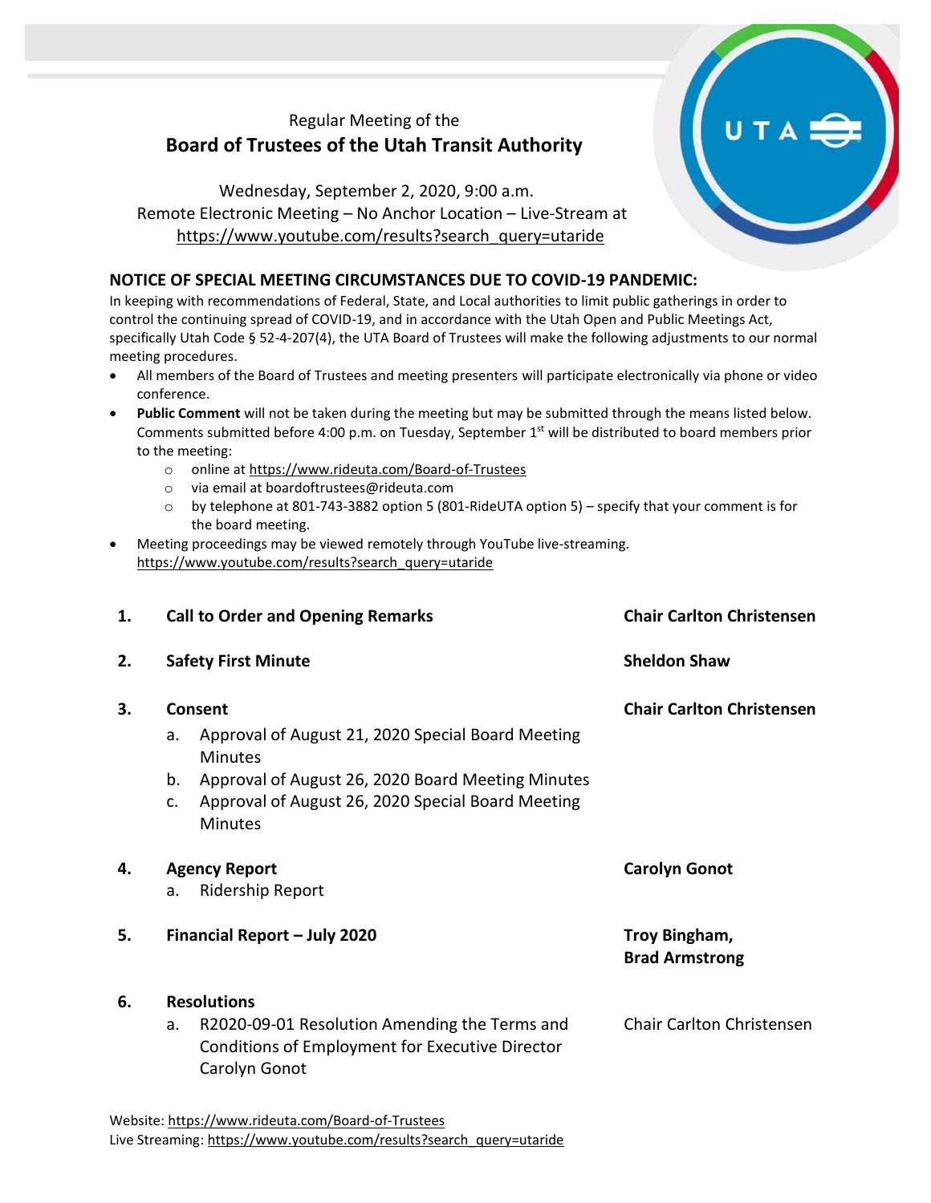Regular Meeting of the

# Board of Trustees of the Utah Transit Authority

Wednesday, September 2, 2020, 9:00 a.m.
Remote Electronic Meeting – No Anchor Location – Live-Stream at
https://www.youtube.com/results?search_query=utaride

## NOTICE OF SPECIAL MEETING CIRCUMSTANCES DUE TO COVID-19 PANDEMIC:

In keeping with recommendations of Federal, State, and Local authorities to limit public gatherings in order to control the continuing spread of COVID-19, and in accordance with the Utah Open and Public Meetings Act, specifically Utah Code § 52-4-207(4), the UTA Board of Trustees will make the following adjustments to our normal meeting procedures.

- All members of the Board of Trustees and meeting presenters will participate electronically via phone or video conference.
- **Public Comment** will not be taken during the meeting but may be submitted through the means listed below. Comments submitted before 4:00 p.m. on Tuesday, September 1st will be distributed to board members prior to the meeting:
    - online at https://www.rideuta.com/Board-of-Trustees
    - via email at boardoftrustees@rideuta.com
    - by telephone at 801-743-3882 option 5 (801-RideUTA option 5) – specify that your comment is for the board meeting.
- Meeting proceedings may be viewed remotely through YouTube live-streaming. https://www.youtube.com/results?search_query=utaride

| | | |
|---|---|---|
| **1.** | **Call to Order and Opening Remarks** | **Chair Carlton Christensen** |
| **2.** | **Safety First Minute** | **Sheldon Shaw** |
| **3.** | **Consent**<br>a. Approval of August 21, 2020 Special Board Meeting Minutes<br>b. Approval of August 26, 2020 Board Meeting Minutes<br>c. Approval of August 26, 2020 Special Board Meeting Minutes | **Chair Carlton Christensen** |
| **4.** | **Agency Report**<br>a. Ridership Report | **Carolyn Gonot** |
| **5.** | **Financial Report – July 2020** | **Troy Bingham, Brad Armstrong** |
| **6.** | **Resolutions**<br>a. R2020-09-01 Resolution Amending the Terms and Conditions of Employment for Executive Director Carolyn Gonot | Chair Carlton Christensen |

Website: https://www.rideuta.com/Board-of-Trustees
Live Streaming: https://www.youtube.com/results?search_query=utaride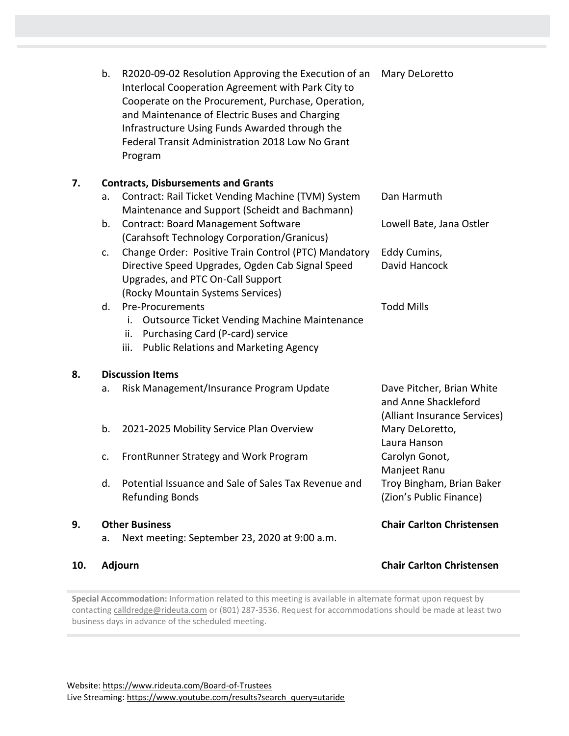b. R2020-09-02 Resolution Approving the Execution of an Interlocal Cooperation Agreement with Park City to Cooperate on the Procurement, Purchase, Operation, and Maintenance of Electric Buses and Charging Infrastructure Using Funds Awarded through the Federal Transit Administration 2018 Low No Grant Program — Mary DeLoretto

**7. Contracts, Disbursements and Grants**

a. Contract: Rail Ticket Vending Machine (TVM) System Maintenance and Support (Scheidt and Bachmann) — Dan Harmuth

b. Contract: Board Management Software (Carahsoft Technology Corporation/Granicus) — Lowell Bate, Jana Ostler

c. Change Order: Positive Train Control (PTC) Mandatory Directive Speed Upgrades, Ogden Cab Signal Speed Upgrades, and PTC On-Call Support (Rocky Mountain Systems Services) — Eddy Cumins, David Hancock

d. Pre-Procurements — Todd Mills
   - i. Outsource Ticket Vending Machine Maintenance
   - ii. Purchasing Card (P-card) service
   - iii. Public Relations and Marketing Agency

**8. Discussion Items**

a. Risk Management/Insurance Program Update — Dave Pitcher, Brian White and Anne Shackleford (Alliant Insurance Services)

b. 2021-2025 Mobility Service Plan Overview — Mary DeLoretto, Laura Hanson

c. FrontRunner Strategy and Work Program — Carolyn Gonot, Manjeet Ranu

d. Potential Issuance and Sale of Sales Tax Revenue and Refunding Bonds — Troy Bingham, Brian Baker (Zion's Public Finance)

**9. Other Business** — **Chair Carlton Christensen**

a. Next meeting: September 23, 2020 at 9:00 a.m.

**10. Adjourn** — **Chair Carlton Christensen**

**Special Accommodation:** Information related to this meeting is available in alternate format upon request by contacting calldredge@rideuta.com or (801) 287-3536. Request for accommodations should be made at least two business days in advance of the scheduled meeting.

Website: https://www.rideuta.com/Board-of-Trustees
Live Streaming: https://www.youtube.com/results?search_query=utaride